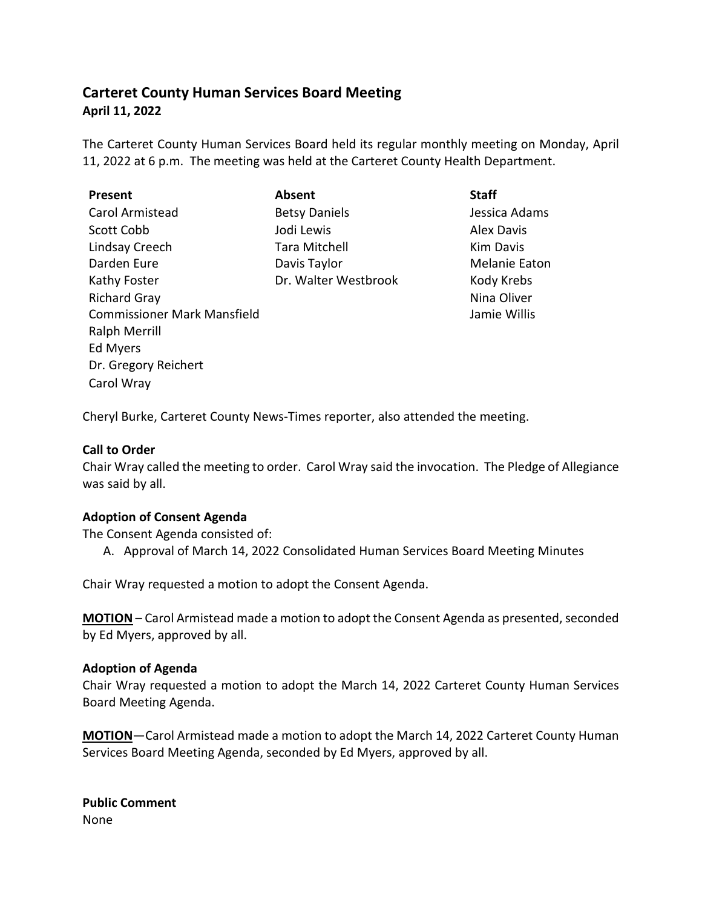# Carteret County Human Services Board Meeting

**April 11, 2022**

The Carteret County Human Services Board held its regular monthly meeting on Monday, April 11, 2022 at 6 p.m. The meeting was held at the Carteret County Health Department.

| **Present** | **Absent** | **Staff** |
|---|---|---|
| Carol Armistead | Betsy Daniels | Jessica Adams |
| Scott Cobb | Jodi Lewis | Alex Davis |
| Lindsay Creech | Tara Mitchell | Kim Davis |
| Darden Eure | Davis Taylor | Melanie Eaton |
| Kathy Foster | Dr. Walter Westbrook | Kody Krebs |
| Richard Gray | | Nina Oliver |
| Commissioner Mark Mansfield | | Jamie Willis |
| Ralph Merrill | | |
| Ed Myers | | |
| Dr. Gregory Reichert | | |
| Carol Wray | | |

Cheryl Burke, Carteret County News-Times reporter, also attended the meeting.

**Call to Order**

Chair Wray called the meeting to order. Carol Wray said the invocation. The Pledge of Allegiance was said by all.

**Adoption of Consent Agenda**

The Consent Agenda consisted of:

A. Approval of March 14, 2022 Consolidated Human Services Board Meeting Minutes

Chair Wray requested a motion to adopt the Consent Agenda.

**MOTION** – Carol Armistead made a motion to adopt the Consent Agenda as presented, seconded by Ed Myers, approved by all.

**Adoption of Agenda**

Chair Wray requested a motion to adopt the March 14, 2022 Carteret County Human Services Board Meeting Agenda.

**MOTION**—Carol Armistead made a motion to adopt the March 14, 2022 Carteret County Human Services Board Meeting Agenda, seconded by Ed Myers, approved by all.

**Public Comment**

None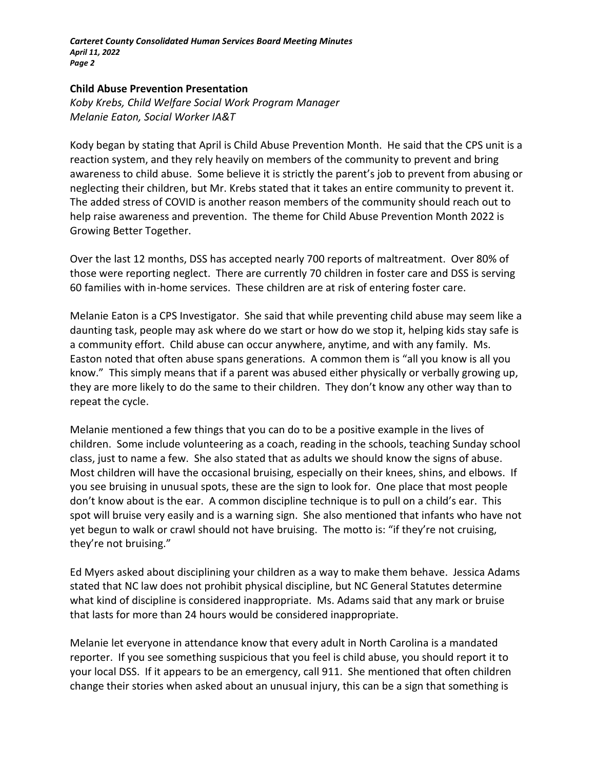## Child Abuse Prevention Presentation

*Koby Krebs, Child Welfare Social Work Program Manager*
*Melanie Eaton, Social Worker IA&T*

Kody began by stating that April is Child Abuse Prevention Month. He said that the CPS unit is a reaction system, and they rely heavily on members of the community to prevent and bring awareness to child abuse. Some believe it is strictly the parent's job to prevent from abusing or neglecting their children, but Mr. Krebs stated that it takes an entire community to prevent it. The added stress of COVID is another reason members of the community should reach out to help raise awareness and prevention. The theme for Child Abuse Prevention Month 2022 is Growing Better Together.

Over the last 12 months, DSS has accepted nearly 700 reports of maltreatment. Over 80% of those were reporting neglect. There are currently 70 children in foster care and DSS is serving 60 families with in-home services. These children are at risk of entering foster care.

Melanie Eaton is a CPS Investigator. She said that while preventing child abuse may seem like a daunting task, people may ask where do we start or how do we stop it, helping kids stay safe is a community effort. Child abuse can occur anywhere, anytime, and with any family. Ms. Easton noted that often abuse spans generations. A common them is "all you know is all you know." This simply means that if a parent was abused either physically or verbally growing up, they are more likely to do the same to their children. They don't know any other way than to repeat the cycle.

Melanie mentioned a few things that you can do to be a positive example in the lives of children. Some include volunteering as a coach, reading in the schools, teaching Sunday school class, just to name a few. She also stated that as adults we should know the signs of abuse. Most children will have the occasional bruising, especially on their knees, shins, and elbows. If you see bruising in unusual spots, these are the sign to look for. One place that most people don't know about is the ear. A common discipline technique is to pull on a child's ear. This spot will bruise very easily and is a warning sign. She also mentioned that infants who have not yet begun to walk or crawl should not have bruising. The motto is: "if they're not cruising, they're not bruising."

Ed Myers asked about disciplining your children as a way to make them behave. Jessica Adams stated that NC law does not prohibit physical discipline, but NC General Statutes determine what kind of discipline is considered inappropriate. Ms. Adams said that any mark or bruise that lasts for more than 24 hours would be considered inappropriate.

Melanie let everyone in attendance know that every adult in North Carolina is a mandated reporter. If you see something suspicious that you feel is child abuse, you should report it to your local DSS. If it appears to be an emergency, call 911. She mentioned that often children change their stories when asked about an unusual injury, this can be a sign that something is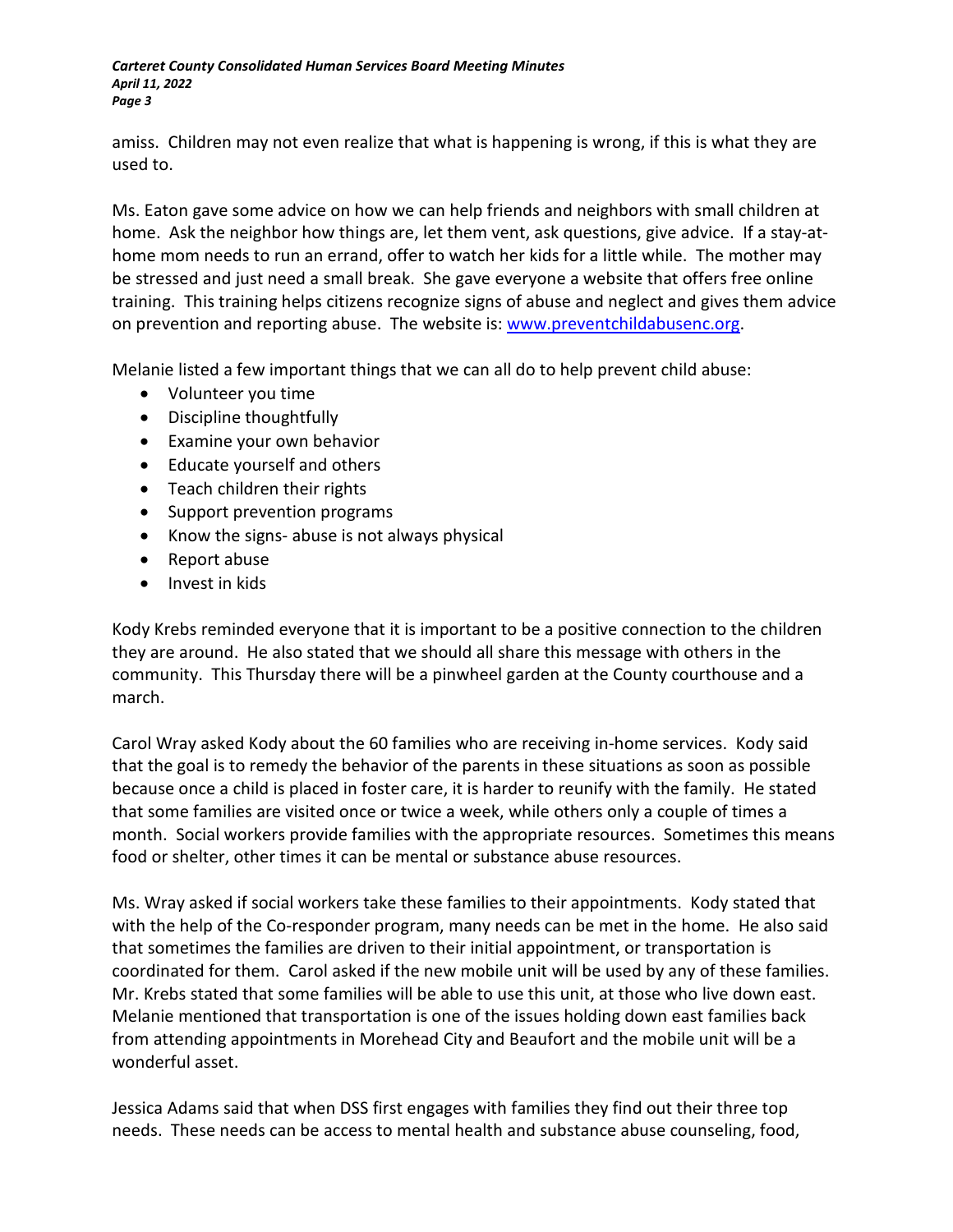amiss. Children may not even realize that what is happening is wrong, if this is what they are used to.

Ms. Eaton gave some advice on how we can help friends and neighbors with small children at home. Ask the neighbor how things are, let them vent, ask questions, give advice. If a stay-at-home mom needs to run an errand, offer to watch her kids for a little while. The mother may be stressed and just need a small break. She gave everyone a website that offers free online training. This training helps citizens recognize signs of abuse and neglect and gives them advice on prevention and reporting abuse. The website is: www.preventchildabusenc.org.

Melanie listed a few important things that we can all do to help prevent child abuse:

- Volunteer you time
- Discipline thoughtfully
- Examine your own behavior
- Educate yourself and others
- Teach children their rights
- Support prevention programs
- Know the signs- abuse is not always physical
- Report abuse
- Invest in kids

Kody Krebs reminded everyone that it is important to be a positive connection to the children they are around. He also stated that we should all share this message with others in the community. This Thursday there will be a pinwheel garden at the County courthouse and a march.

Carol Wray asked Kody about the 60 families who are receiving in-home services. Kody said that the goal is to remedy the behavior of the parents in these situations as soon as possible because once a child is placed in foster care, it is harder to reunify with the family. He stated that some families are visited once or twice a week, while others only a couple of times a month. Social workers provide families with the appropriate resources. Sometimes this means food or shelter, other times it can be mental or substance abuse resources.

Ms. Wray asked if social workers take these families to their appointments. Kody stated that with the help of the Co-responder program, many needs can be met in the home. He also said that sometimes the families are driven to their initial appointment, or transportation is coordinated for them. Carol asked if the new mobile unit will be used by any of these families. Mr. Krebs stated that some families will be able to use this unit, at those who live down east. Melanie mentioned that transportation is one of the issues holding down east families back from attending appointments in Morehead City and Beaufort and the mobile unit will be a wonderful asset.

Jessica Adams said that when DSS first engages with families they find out their three top needs. These needs can be access to mental health and substance abuse counseling, food,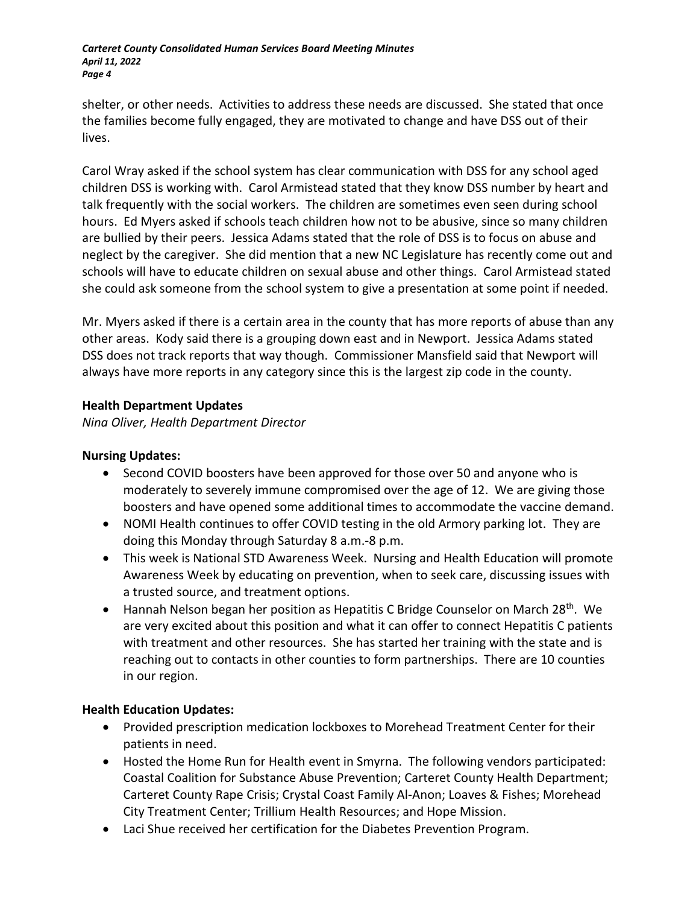shelter, or other needs. Activities to address these needs are discussed. She stated that once the families become fully engaged, they are motivated to change and have DSS out of their lives.

Carol Wray asked if the school system has clear communication with DSS for any school aged children DSS is working with. Carol Armistead stated that they know DSS number by heart and talk frequently with the social workers. The children are sometimes even seen during school hours. Ed Myers asked if schools teach children how not to be abusive, since so many children are bullied by their peers. Jessica Adams stated that the role of DSS is to focus on abuse and neglect by the caregiver. She did mention that a new NC Legislature has recently come out and schools will have to educate children on sexual abuse and other things. Carol Armistead stated she could ask someone from the school system to give a presentation at some point if needed.

Mr. Myers asked if there is a certain area in the county that has more reports of abuse than any other areas. Kody said there is a grouping down east and in Newport. Jessica Adams stated DSS does not track reports that way though. Commissioner Mansfield said that Newport will always have more reports in any category since this is the largest zip code in the county.

**Health Department Updates**

*Nina Oliver, Health Department Director*

**Nursing Updates:**

- Second COVID boosters have been approved for those over 50 and anyone who is moderately to severely immune compromised over the age of 12. We are giving those boosters and have opened some additional times to accommodate the vaccine demand.
- NOMI Health continues to offer COVID testing in the old Armory parking lot. They are doing this Monday through Saturday 8 a.m.-8 p.m.
- This week is National STD Awareness Week. Nursing and Health Education will promote Awareness Week by educating on prevention, when to seek care, discussing issues with a trusted source, and treatment options.
- Hannah Nelson began her position as Hepatitis C Bridge Counselor on March 28th. We are very excited about this position and what it can offer to connect Hepatitis C patients with treatment and other resources. She has started her training with the state and is reaching out to contacts in other counties to form partnerships. There are 10 counties in our region.

**Health Education Updates:**

- Provided prescription medication lockboxes to Morehead Treatment Center for their patients in need.
- Hosted the Home Run for Health event in Smyrna. The following vendors participated: Coastal Coalition for Substance Abuse Prevention; Carteret County Health Department; Carteret County Rape Crisis; Crystal Coast Family Al-Anon; Loaves & Fishes; Morehead City Treatment Center; Trillium Health Resources; and Hope Mission.
- Laci Shue received her certification for the Diabetes Prevention Program.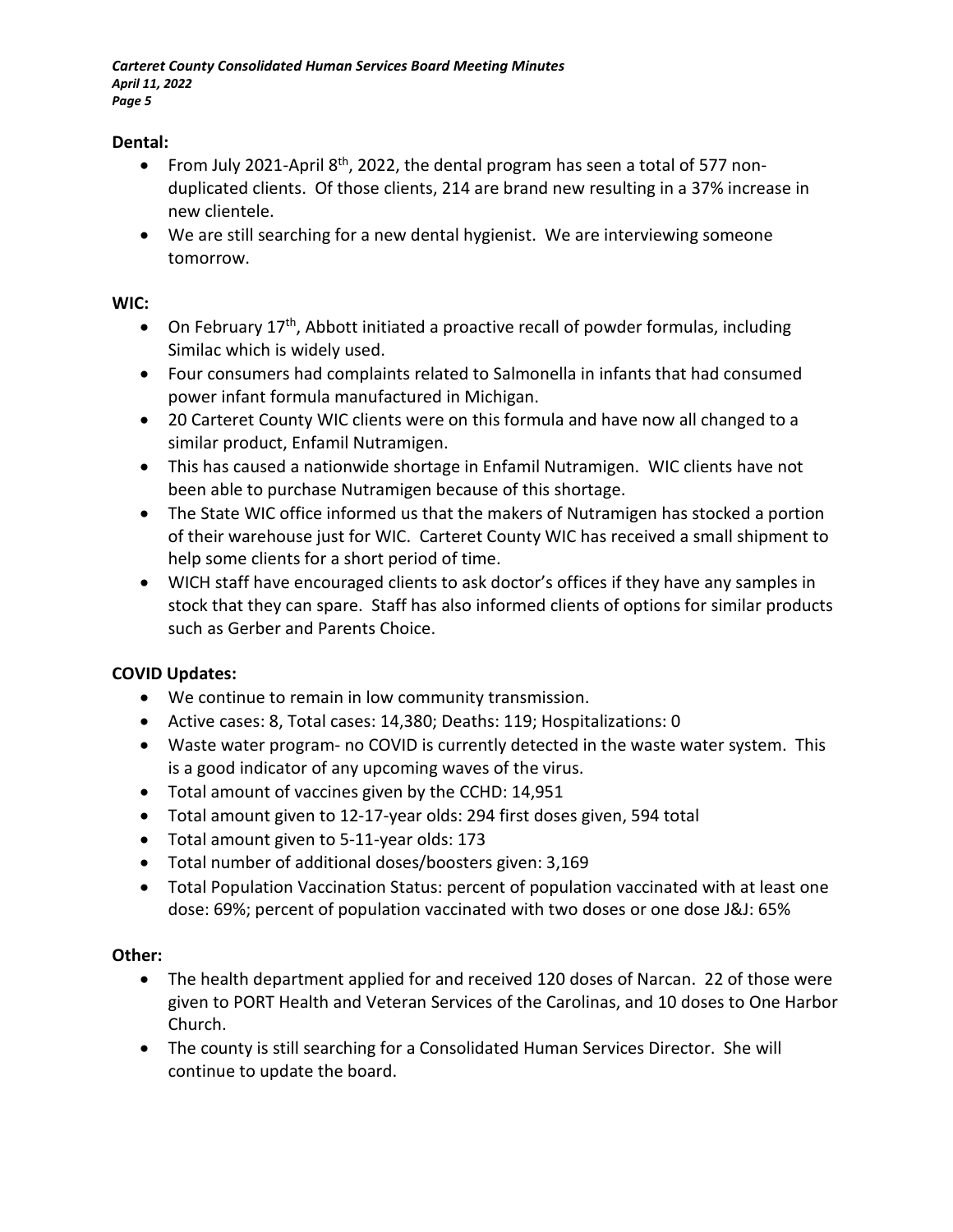**Dental:**

- From July 2021-April 8th, 2022, the dental program has seen a total of 577 non-duplicated clients. Of those clients, 214 are brand new resulting in a 37% increase in new clientele.
- We are still searching for a new dental hygienist. We are interviewing someone tomorrow.

**WIC:**

- On February 17th, Abbott initiated a proactive recall of powder formulas, including Similac which is widely used.
- Four consumers had complaints related to Salmonella in infants that had consumed power infant formula manufactured in Michigan.
- 20 Carteret County WIC clients were on this formula and have now all changed to a similar product, Enfamil Nutramigen.
- This has caused a nationwide shortage in Enfamil Nutramigen. WIC clients have not been able to purchase Nutramigen because of this shortage.
- The State WIC office informed us that the makers of Nutramigen has stocked a portion of their warehouse just for WIC. Carteret County WIC has received a small shipment to help some clients for a short period of time.
- WICH staff have encouraged clients to ask doctor's offices if they have any samples in stock that they can spare. Staff has also informed clients of options for similar products such as Gerber and Parents Choice.

**COVID Updates:**

- We continue to remain in low community transmission.
- Active cases: 8, Total cases: 14,380; Deaths: 119; Hospitalizations: 0
- Waste water program- no COVID is currently detected in the waste water system. This is a good indicator of any upcoming waves of the virus.
- Total amount of vaccines given by the CCHD: 14,951
- Total amount given to 12-17-year olds: 294 first doses given, 594 total
- Total amount given to 5-11-year olds: 173
- Total number of additional doses/boosters given: 3,169
- Total Population Vaccination Status: percent of population vaccinated with at least one dose: 69%; percent of population vaccinated with two doses or one dose J&J: 65%

**Other:**

- The health department applied for and received 120 doses of Narcan. 22 of those were given to PORT Health and Veteran Services of the Carolinas, and 10 doses to One Harbor Church.
- The county is still searching for a Consolidated Human Services Director. She will continue to update the board.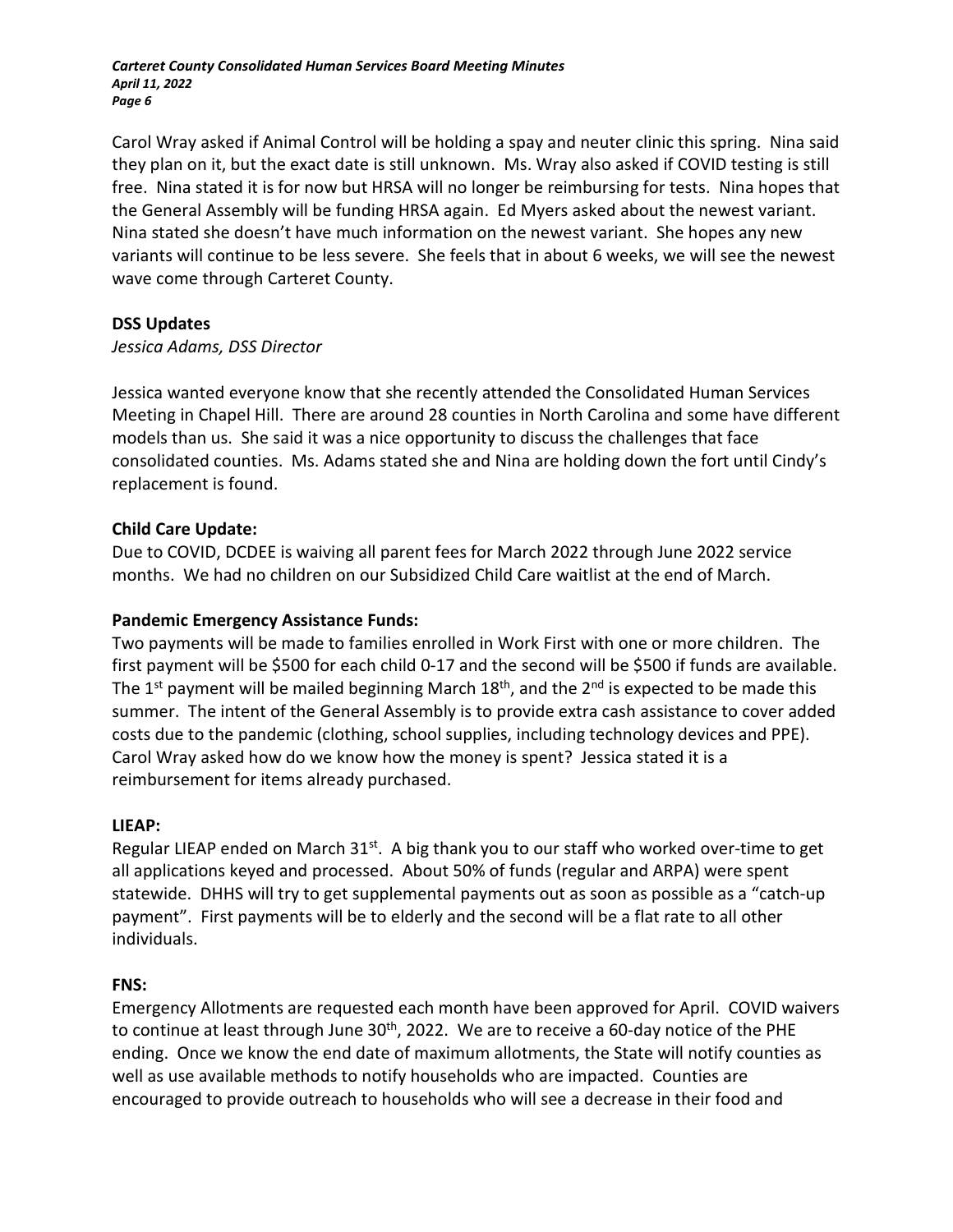Carol Wray asked if Animal Control will be holding a spay and neuter clinic this spring. Nina said they plan on it, but the exact date is still unknown. Ms. Wray also asked if COVID testing is still free. Nina stated it is for now but HRSA will no longer be reimbursing for tests. Nina hopes that the General Assembly will be funding HRSA again. Ed Myers asked about the newest variant. Nina stated she doesn't have much information on the newest variant. She hopes any new variants will continue to be less severe. She feels that in about 6 weeks, we will see the newest wave come through Carteret County.

**DSS Updates**

*Jessica Adams, DSS Director*

Jessica wanted everyone know that she recently attended the Consolidated Human Services Meeting in Chapel Hill. There are around 28 counties in North Carolina and some have different models than us. She said it was a nice opportunity to discuss the challenges that face consolidated counties. Ms. Adams stated she and Nina are holding down the fort until Cindy's replacement is found.

**Child Care Update:**

Due to COVID, DCDEE is waiving all parent fees for March 2022 through June 2022 service months. We had no children on our Subsidized Child Care waitlist at the end of March.

**Pandemic Emergency Assistance Funds:**

Two payments will be made to families enrolled in Work First with one or more children. The first payment will be $500 for each child 0-17 and the second will be $500 if funds are available. The 1st payment will be mailed beginning March 18th, and the 2nd is expected to be made this summer. The intent of the General Assembly is to provide extra cash assistance to cover added costs due to the pandemic (clothing, school supplies, including technology devices and PPE). Carol Wray asked how do we know how the money is spent? Jessica stated it is a reimbursement for items already purchased.

**LIEAP:**

Regular LIEAP ended on March 31st. A big thank you to our staff who worked over-time to get all applications keyed and processed. About 50% of funds (regular and ARPA) were spent statewide. DHHS will try to get supplemental payments out as soon as possible as a "catch-up payment". First payments will be to elderly and the second will be a flat rate to all other individuals.

**FNS:**

Emergency Allotments are requested each month have been approved for April. COVID waivers to continue at least through June 30th, 2022. We are to receive a 60-day notice of the PHE ending. Once we know the end date of maximum allotments, the State will notify counties as well as use available methods to notify households who are impacted. Counties are encouraged to provide outreach to households who will see a decrease in their food and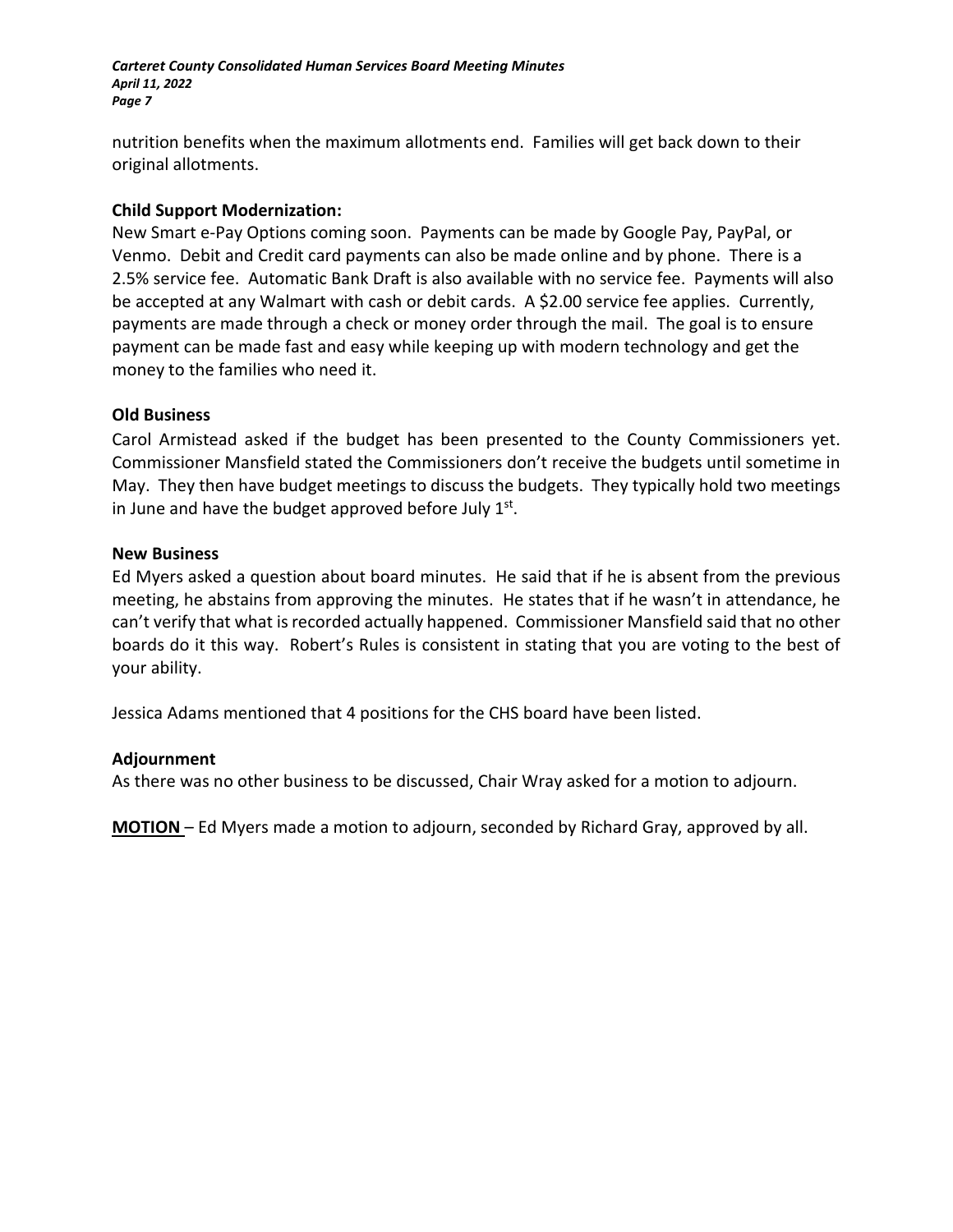nutrition benefits when the maximum allotments end. Families will get back down to their original allotments.

**Child Support Modernization:**
New Smart e-Pay Options coming soon. Payments can be made by Google Pay, PayPal, or Venmo. Debit and Credit card payments can also be made online and by phone. There is a 2.5% service fee. Automatic Bank Draft is also available with no service fee. Payments will also be accepted at any Walmart with cash or debit cards. A $2.00 service fee applies. Currently, payments are made through a check or money order through the mail. The goal is to ensure payment can be made fast and easy while keeping up with modern technology and get the money to the families who need it.

**Old Business**
Carol Armistead asked if the budget has been presented to the County Commissioners yet. Commissioner Mansfield stated the Commissioners don't receive the budgets until sometime in May. They then have budget meetings to discuss the budgets. They typically hold two meetings in June and have the budget approved before July 1st.

**New Business**
Ed Myers asked a question about board minutes. He said that if he is absent from the previous meeting, he abstains from approving the minutes. He states that if he wasn't in attendance, he can't verify that what is recorded actually happened. Commissioner Mansfield said that no other boards do it this way. Robert's Rules is consistent in stating that you are voting to the best of your ability.

Jessica Adams mentioned that 4 positions for the CHS board have been listed.

**Adjournment**
As there was no other business to be discussed, Chair Wray asked for a motion to adjourn.

**MOTION** – Ed Myers made a motion to adjourn, seconded by Richard Gray, approved by all.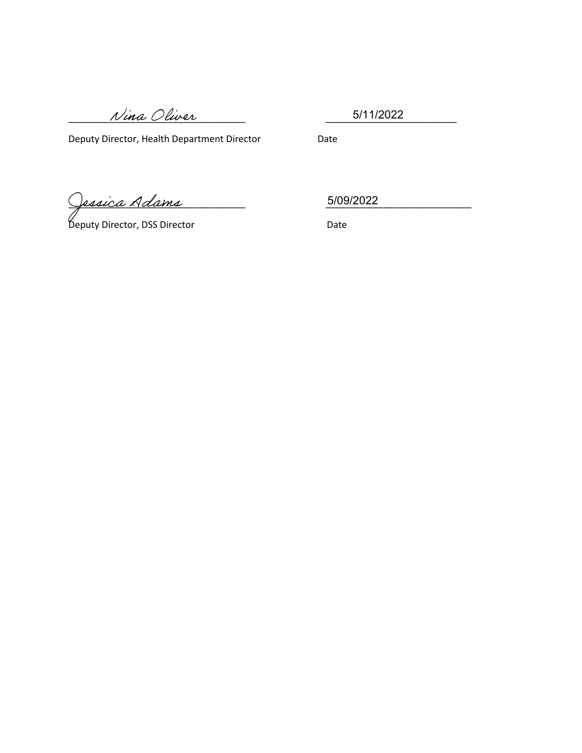Nina Oliver

Deputy Director, Health Department Director

5/11/2022

Date

Jessica Adams

Deputy Director, DSS Director

5/09/2022

Date